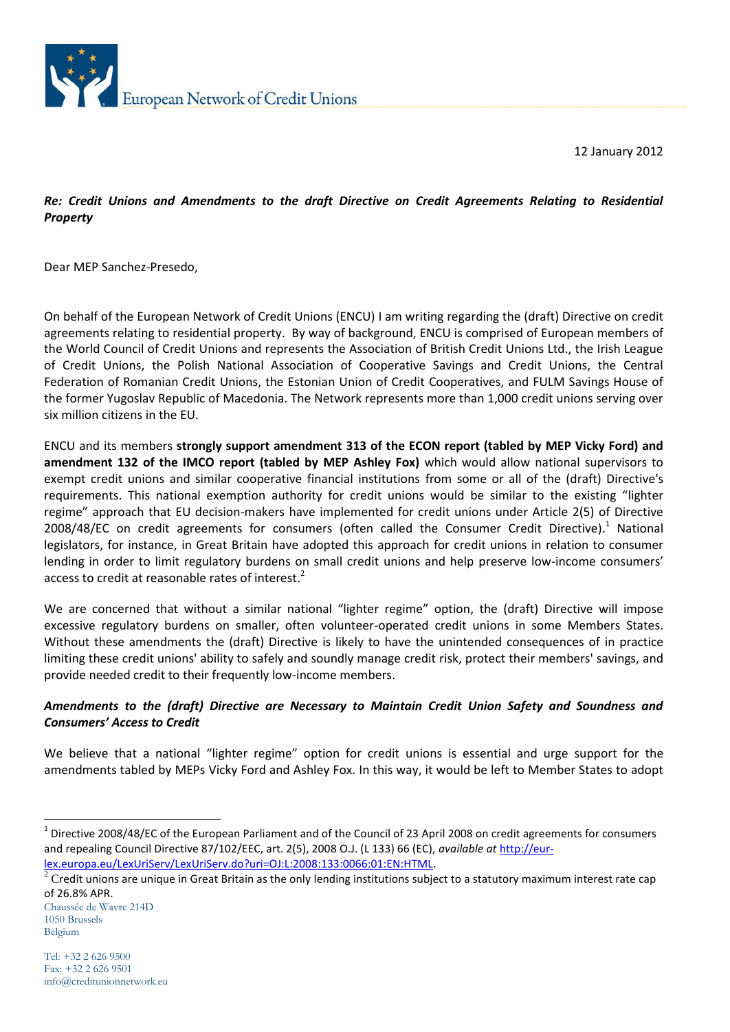European Network of Credit Unions

12 January 2012

***Re: Credit Unions and Amendments to the draft Directive on Credit Agreements Relating to Residential Property***

Dear MEP Sanchez-Presedo,

On behalf of the European Network of Credit Unions (ENCU) I am writing regarding the (draft) Directive on credit agreements relating to residential property. By way of background, ENCU is comprised of European members of the World Council of Credit Unions and represents the Association of British Credit Unions Ltd., the Irish League of Credit Unions, the Polish National Association of Cooperative Savings and Credit Unions, the Central Federation of Romanian Credit Unions, the Estonian Union of Credit Cooperatives, and FULM Savings House of the former Yugoslav Republic of Macedonia. The Network represents more than 1,000 credit unions serving over six million citizens in the EU.

ENCU and its members **strongly support amendment 313 of the ECON report (tabled by MEP Vicky Ford) and amendment 132 of the IMCO report (tabled by MEP Ashley Fox)** which would allow national supervisors to exempt credit unions and similar cooperative financial institutions from some or all of the (draft) Directive's requirements. This national exemption authority for credit unions would be similar to the existing "lighter regime" approach that EU decision-makers have implemented for credit unions under Article 2(5) of Directive 2008/48/EC on credit agreements for consumers (often called the Consumer Credit Directive).[1] National legislators, for instance, in Great Britain have adopted this approach for credit unions in relation to consumer lending in order to limit regulatory burdens on small credit unions and help preserve low-income consumers' access to credit at reasonable rates of interest.[2]

We are concerned that without a similar national "lighter regime" option, the (draft) Directive will impose excessive regulatory burdens on smaller, often volunteer-operated credit unions in some Members States. Without these amendments the (draft) Directive is likely to have the unintended consequences of in practice limiting these credit unions' ability to safely and soundly manage credit risk, protect their members' savings, and provide needed credit to their frequently low-income members.

***Amendments to the (draft) Directive are Necessary to Maintain Credit Union Safety and Soundness and Consumers' Access to Credit***

We believe that a national "lighter regime" option for credit unions is essential and urge support for the amendments tabled by MEPs Vicky Ford and Ashley Fox. In this way, it would be left to Member States to adopt

---

[1] Directive 2008/48/EC of the European Parliament and of the Council of 23 April 2008 on credit agreements for consumers and repealing Council Directive 87/102/EEC, art. 2(5), 2008 O.J. (L 133) 66 (EC), *available at* http://eur-lex.europa.eu/LexUriServ/LexUriServ.do?uri=OJ:L:2008:133:0066:01:EN:HTML.

[2] Credit unions are unique in Great Britain as the only lending institutions subject to a statutory maximum interest rate cap of 26.8% APR.

Chaussée de Wavre 214D
1050 Brussels
Belgium

Tel: +32 2 626 9500
Fax: +32 2 626 9501
info@creditunionnetwork.eu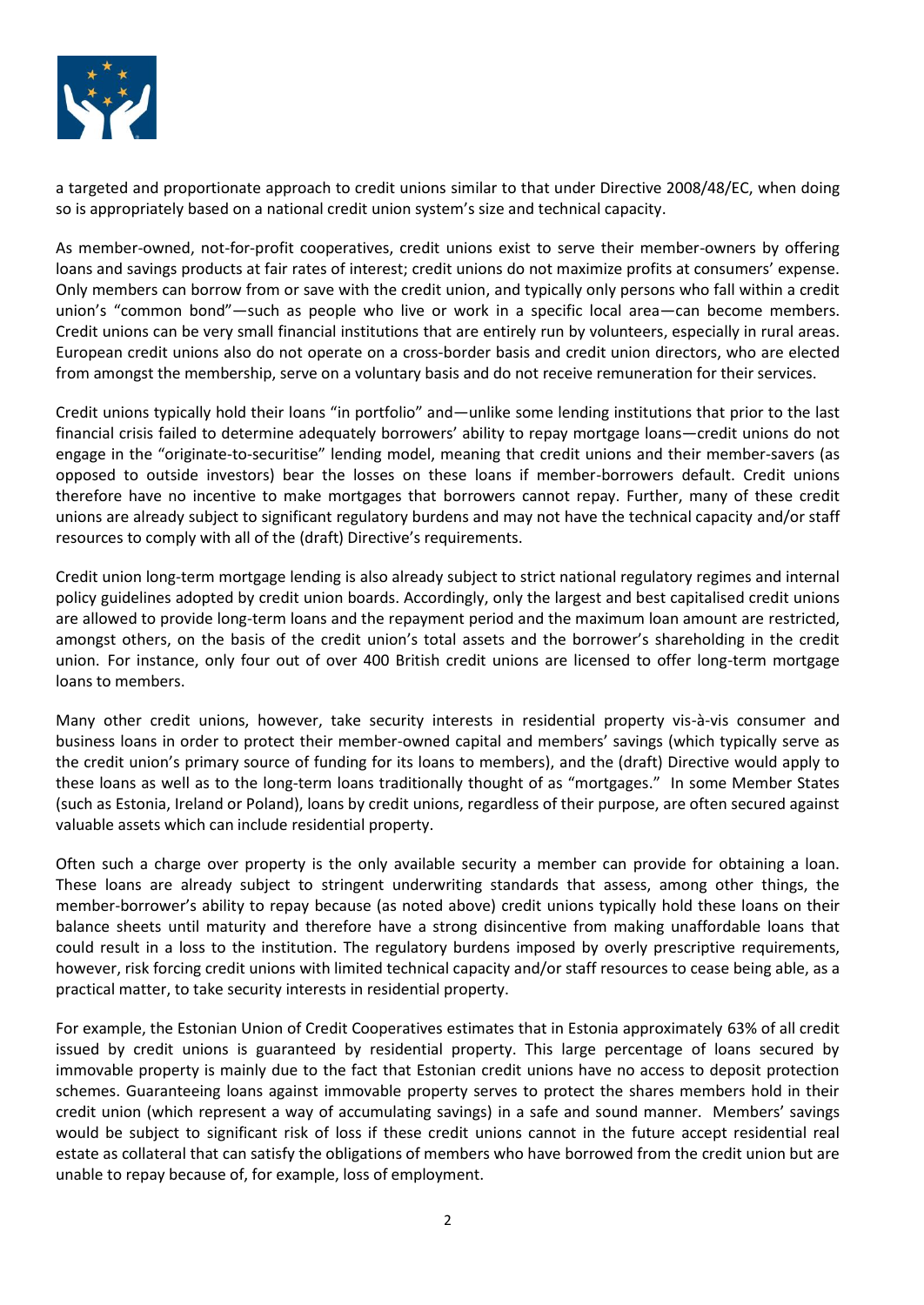a targeted and proportionate approach to credit unions similar to that under Directive 2008/48/EC, when doing so is appropriately based on a national credit union system's size and technical capacity.

As member-owned, not-for-profit cooperatives, credit unions exist to serve their member-owners by offering loans and savings products at fair rates of interest; credit unions do not maximize profits at consumers' expense. Only members can borrow from or save with the credit union, and typically only persons who fall within a credit union's "common bond"—such as people who live or work in a specific local area—can become members. Credit unions can be very small financial institutions that are entirely run by volunteers, especially in rural areas. European credit unions also do not operate on a cross-border basis and credit union directors, who are elected from amongst the membership, serve on a voluntary basis and do not receive remuneration for their services.

Credit unions typically hold their loans "in portfolio" and—unlike some lending institutions that prior to the last financial crisis failed to determine adequately borrowers' ability to repay mortgage loans—credit unions do not engage in the "originate-to-securitise" lending model, meaning that credit unions and their member-savers (as opposed to outside investors) bear the losses on these loans if member-borrowers default. Credit unions therefore have no incentive to make mortgages that borrowers cannot repay. Further, many of these credit unions are already subject to significant regulatory burdens and may not have the technical capacity and/or staff resources to comply with all of the (draft) Directive's requirements.

Credit union long-term mortgage lending is also already subject to strict national regulatory regimes and internal policy guidelines adopted by credit union boards. Accordingly, only the largest and best capitalised credit unions are allowed to provide long-term loans and the repayment period and the maximum loan amount are restricted, amongst others, on the basis of the credit union's total assets and the borrower's shareholding in the credit union. For instance, only four out of over 400 British credit unions are licensed to offer long-term mortgage loans to members.

Many other credit unions, however, take security interests in residential property vis-à-vis consumer and business loans in order to protect their member-owned capital and members' savings (which typically serve as the credit union's primary source of funding for its loans to members), and the (draft) Directive would apply to these loans as well as to the long-term loans traditionally thought of as "mortgages." In some Member States (such as Estonia, Ireland or Poland), loans by credit unions, regardless of their purpose, are often secured against valuable assets which can include residential property.

Often such a charge over property is the only available security a member can provide for obtaining a loan. These loans are already subject to stringent underwriting standards that assess, among other things, the member-borrower's ability to repay because (as noted above) credit unions typically hold these loans on their balance sheets until maturity and therefore have a strong disincentive from making unaffordable loans that could result in a loss to the institution. The regulatory burdens imposed by overly prescriptive requirements, however, risk forcing credit unions with limited technical capacity and/or staff resources to cease being able, as a practical matter, to take security interests in residential property.

For example, the Estonian Union of Credit Cooperatives estimates that in Estonia approximately 63% of all credit issued by credit unions is guaranteed by residential property. This large percentage of loans secured by immovable property is mainly due to the fact that Estonian credit unions have no access to deposit protection schemes. Guaranteeing loans against immovable property serves to protect the shares members hold in their credit union (which represent a way of accumulating savings) in a safe and sound manner. Members' savings would be subject to significant risk of loss if these credit unions cannot in the future accept residential real estate as collateral that can satisfy the obligations of members who have borrowed from the credit union but are unable to repay because of, for example, loss of employment.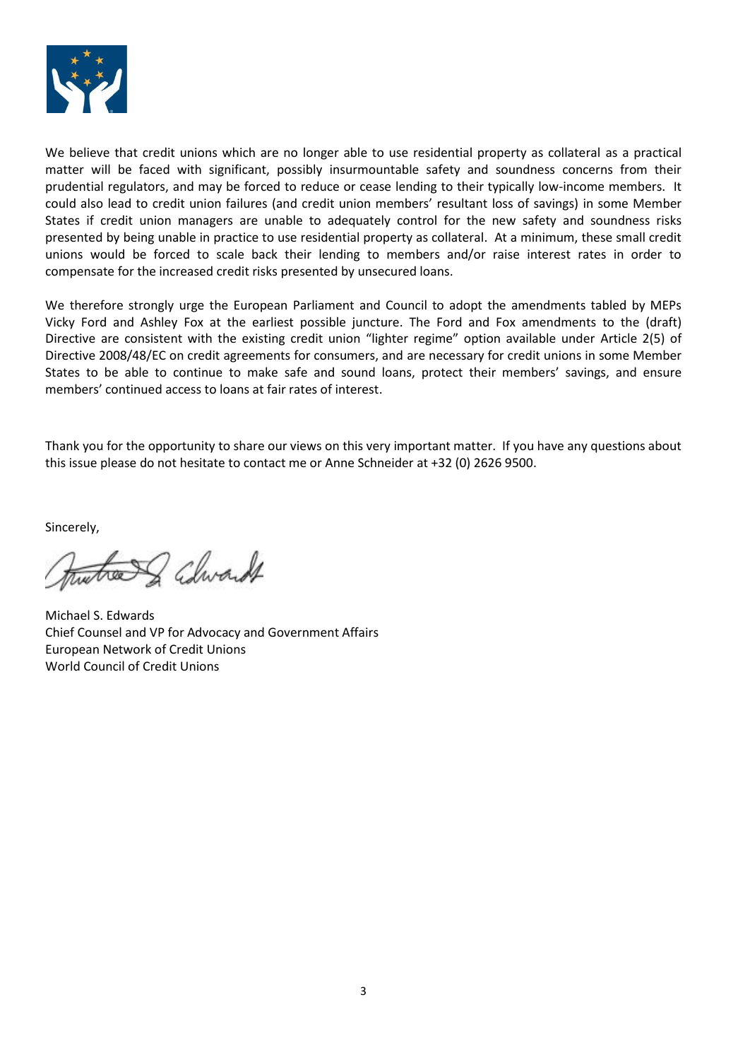We believe that credit unions which are no longer able to use residential property as collateral as a practical matter will be faced with significant, possibly insurmountable safety and soundness concerns from their prudential regulators, and may be forced to reduce or cease lending to their typically low-income members. It could also lead to credit union failures (and credit union members' resultant loss of savings) in some Member States if credit union managers are unable to adequately control for the new safety and soundness risks presented by being unable in practice to use residential property as collateral. At a minimum, these small credit unions would be forced to scale back their lending to members and/or raise interest rates in order to compensate for the increased credit risks presented by unsecured loans.

We therefore strongly urge the European Parliament and Council to adopt the amendments tabled by MEPs Vicky Ford and Ashley Fox at the earliest possible juncture. The Ford and Fox amendments to the (draft) Directive are consistent with the existing credit union "lighter regime" option available under Article 2(5) of Directive 2008/48/EC on credit agreements for consumers, and are necessary for credit unions in some Member States to be able to continue to make safe and sound loans, protect their members' savings, and ensure members' continued access to loans at fair rates of interest.

Thank you for the opportunity to share our views on this very important matter. If you have any questions about this issue please do not hesitate to contact me or Anne Schneider at +32 (0) 2626 9500.

Sincerely,

Michael S. Edwards
Chief Counsel and VP for Advocacy and Government Affairs
European Network of Credit Unions
World Council of Credit Unions